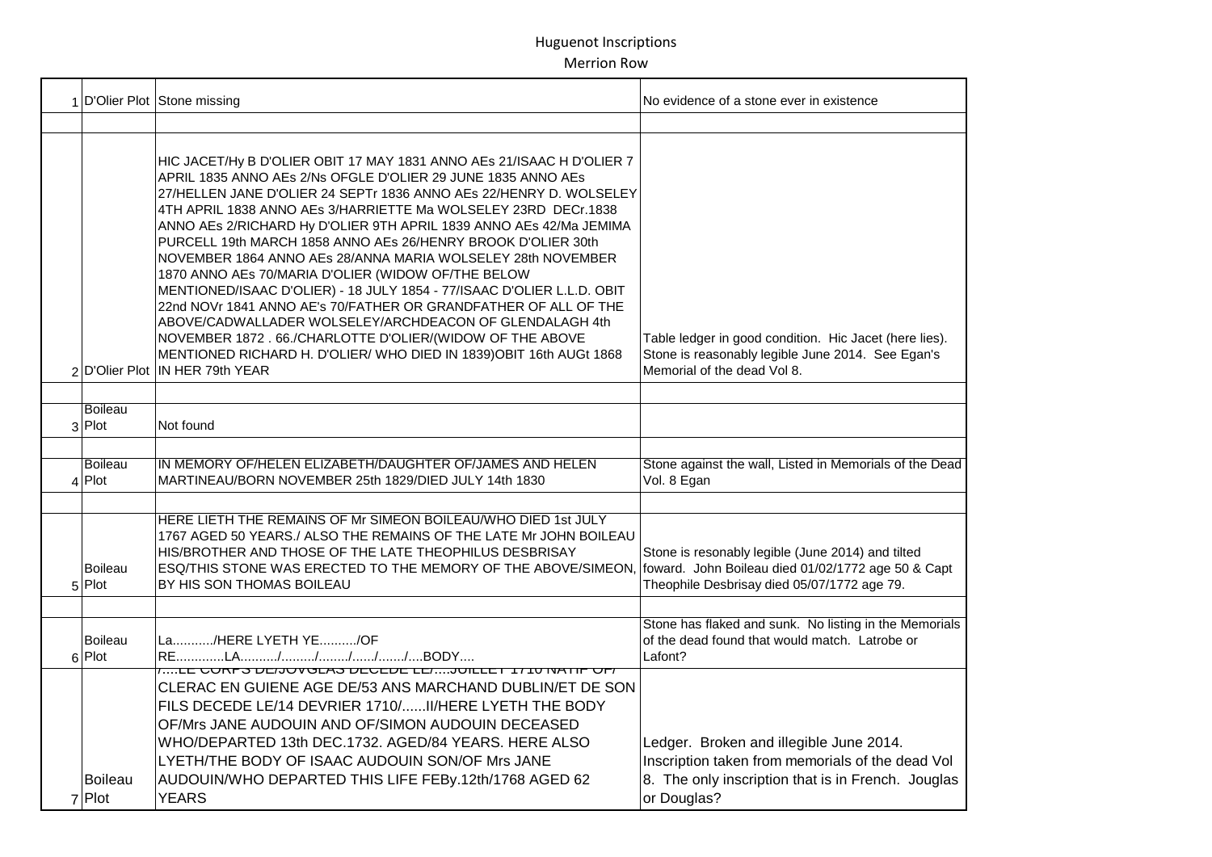# Huguenot Inscriptions

## Merrion Row

| | | | |
|---|---|---|---|
| 1 | D'Olier Plot | Stone missing | No evidence of a stone ever in existence |
| | | | |
| 2 | D'Olier Plot | HIC JACET/Hy B D'OLIER OBIT 17 MAY 1831 ANNO AEs 21/ISAAC H D'OLIER 7 APRIL 1835 ANNO AEs 2/Ns OFGLE D'OLIER 29 JUNE 1835 ANNO AEs 27/HELLEN JANE D'OLIER 24 SEPTr 1836 ANNO AEs 22/HENRY D. WOLSELEY 4TH APRIL 1838 ANNO AEs 3/HARRIETTE Ma WOLSELEY 23RD DECr.1838 ANNO AEs 2/RICHARD Hy D'OLIER 9TH APRIL 1839 ANNO AEs 42/Ma JEMIMA PURCELL 19th MARCH 1858 ANNO AEs 26/HENRY BROOK D'OLIER 30th NOVEMBER 1864 ANNO AEs 28/ANNA MARIA WOLSELEY 28th NOVEMBER 1870 ANNO AEs 70/MARIA D'OLIER (WIDOW OF/THE BELOW MENTIONED/ISAAC D'OLIER) - 18 JULY 1854 - 77/ISAAC D'OLIER L.L.D. OBIT 22nd NOVr 1841 ANNO AE's 70/FATHER OR GRANDFATHER OF ALL OF THE ABOVE/CADWALLADER WOLSELEY/ARCHDEACON OF GLENDALAGH 4th NOVEMBER 1872 . 66./CHARLOTTE D'OLIER/(WIDOW OF THE ABOVE MENTIONED RICHARD H. D'OLIER/ WHO DIED IN 1839)OBIT 16th AUGt 1868 IN HER 79th YEAR | Table ledger in good condition. Hic Jacet (here lies). Stone is reasonably legible June 2014. See Egan's Memorial of the dead Vol 8. |
| | | | |
| 3 | Boileau Plot | Not found | |
| | | | |
| 4 | Boileau Plot | IN MEMORY OF/HELEN ELIZABETH/DAUGHTER OF/JAMES AND HELEN MARTINEAU/BORN NOVEMBER 25th 1829/DIED JULY 14th 1830 | Stone against the wall, Listed in Memorials of the Dead Vol. 8 Egan |
| | | | |
| 5 | Boileau Plot | HERE LIETH THE REMAINS OF Mr SIMEON BOILEAU/WHO DIED 1st JULY 1767 AGED 50 YEARS./ ALSO THE REMAINS OF THE LATE Mr JOHN BOILEAU HIS/BROTHER AND THOSE OF THE LATE THEOPHILUS DESBRISAY ESQ/THIS STONE WAS ERECTED TO THE MEMORY OF THE ABOVE/SIMEON, BY HIS SON THOMAS BOILEAU | Stone is resonably legible (June 2014) and tilted foward. John Boileau died 01/02/1772 age 50 & Capt Theophile Desbrisay died 05/07/1772 age 79. |
| | | | |
| 6 | Boileau Plot | La........../HERE LYETH YE........../OF RE............LA........../........./......../....../......./....BODY.... | Stone has flaked and sunk. No listing in the Memorials of the dead found that would match. Latrobe or Lafont? |
| 7 | Boileau Plot | /....LE CORPS DE/JOVGLAS DECEDE LE/....JUILLET 1710 NATIF OF/CLERAC EN GUIENE AGE DE/53 ANS MARCHAND DUBLIN/ET DE SON FILS DECEDE LE/14 DEVRIER 1710/......II/HERE LYETH THE BODY OF/Mrs JANE AUDOUIN AND OF/SIMON AUDOUIN DECEASED WHO/DEPARTED 13th DEC.1732. AGED/84 YEARS. HERE ALSO LYETH/THE BODY OF ISAAC AUDOUIN SON/OF Mrs JANE AUDOUIN/WHO DEPARTED THIS LIFE FEBy.12th/1768 AGED 62 YEARS | Ledger. Broken and illegible June 2014. Inscription taken from memorials of the dead Vol 8. The only inscription that is in French. Jouglas or Douglas? |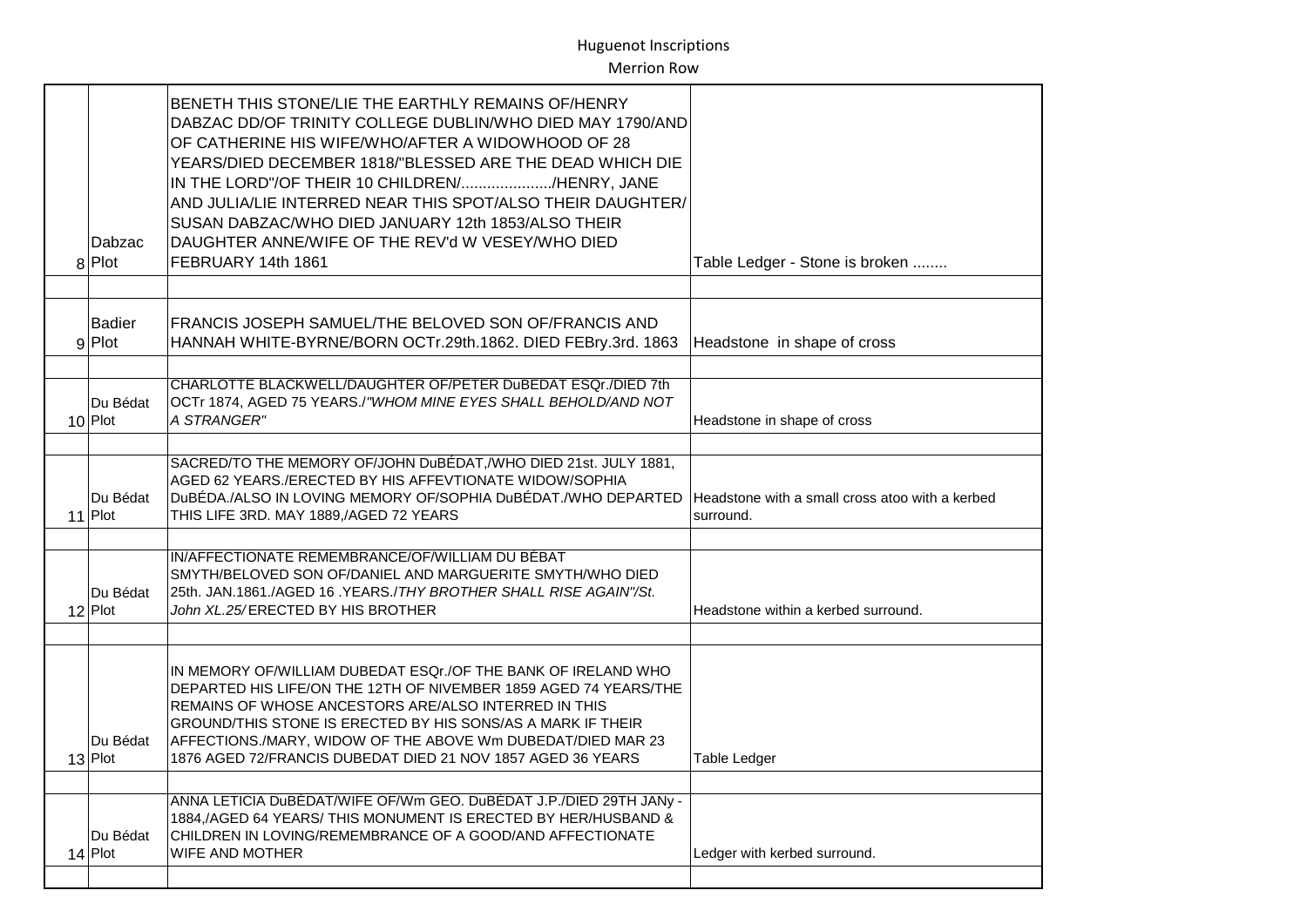Huguenot Inscriptions

Merrion Row

| | | | |
|---|---|---|---|
| 8 | Dabzac Plot | BENETH THIS STONE/LIE THE EARTHLY REMAINS OF/HENRY DABZAC DD/OF TRINITY COLLEGE DUBLIN/WHO DIED MAY 1790/AND OF CATHERINE HIS WIFE/WHO/AFTER A WIDOWHOOD OF 28 YEARS/DIED DECEMBER 1818/"BLESSED ARE THE DEAD WHICH DIE IN THE LORD"/OF THEIR 10 CHILDREN/..................../HENRY, JANE AND JULIA/LIE INTERRED NEAR THIS SPOT/ALSO THEIR DAUGHTER/ SUSAN DABZAC/WHO DIED JANUARY 12th 1853/ALSO THEIR DAUGHTER ANNE/WIFE OF THE REV'd W VESEY/WHO DIED FEBRUARY 14th 1861 | Table Ledger - Stone is broken ........ |
| | | | |
| 9 | Badier Plot | FRANCIS JOSEPH SAMUEL/THE BELOVED SON OF/FRANCIS AND HANNAH WHITE-BYRNE/BORN OCTr.29th.1862. DIED FEBry.3rd. 1863 | Headstone in shape of cross |
| | | | |
| 10 | Du Bédat Plot | CHARLOTTE BLACKWELL/DAUGHTER OF/PETER DuBEDAT ESQr./DIED 7th OCTr 1874, AGED 75 YEARS./*"WHOM MINE EYES SHALL BEHOLD/AND NOT A STRANGER"* | Headstone in shape of cross |
| | | | |
| 11 | Du Bédat Plot | SACRED/TO THE MEMORY OF/JOHN DuBÉDAT,/WHO DIED 21st. JULY 1881, AGED 62 YEARS./ERECTED BY HIS AFFEVTIONATE WIDOW/SOPHIA DuBÉDA./ALSO IN LOVING MEMORY OF/SOPHIA DuBÉDAT./WHO DEPARTED THIS LIFE 3RD. MAY 1889,/AGED 72 YEARS | Headstone with a small cross atoo with a kerbed surround. |
| | | | |
| 12 | Du Bédat Plot | IN/AFFECTIONATE REMEMBRANCE/OF/WILLIAM DU BÉBAT SMYTH/BELOVED SON OF/DANIEL AND MARGUERITE SMYTH/WHO DIED 25th. JAN.1861./AGED 16 .YEARS./*THY BROTHER SHALL RISE AGAIN"/St. John XL.25/* ERECTED BY HIS BROTHER | Headstone within a kerbed surround. |
| | | | |
| 13 | Du Bédat Plot | IN MEMORY OF/WILLIAM DUBEDAT ESQr./OF THE BANK OF IRELAND WHO DEPARTED HIS LIFE/ON THE 12TH OF NIVEMBER 1859 AGED 74 YEARS/THE REMAINS OF WHOSE ANCESTORS ARE/ALSO INTERRED IN THIS GROUND/THIS STONE IS ERECTED BY HIS SONS/AS A MARK IF THEIR AFFECTIONS./MARY, WIDOW OF THE ABOVE Wm DUBEDAT/DIED MAR 23 1876 AGED 72/FRANCIS DUBEDAT DIED 21 NOV 1857 AGED 36 YEARS | Table Ledger |
| | | | |
| 14 | Du Bédat Plot | ANNA LETICIA DuBÉDAT/WIFE OF/Wm GEO. DuBÉDAT J.P./DIED 29TH JANy - 1884,/AGED 64 YEARS/ THIS MONUMENT IS ERECTED BY HER/HUSBAND & CHILDREN IN LOVING/REMEMBRANCE OF A GOOD/AND AFFECTIONATE WIFE AND MOTHER | Ledger with kerbed surround. |
| | | | |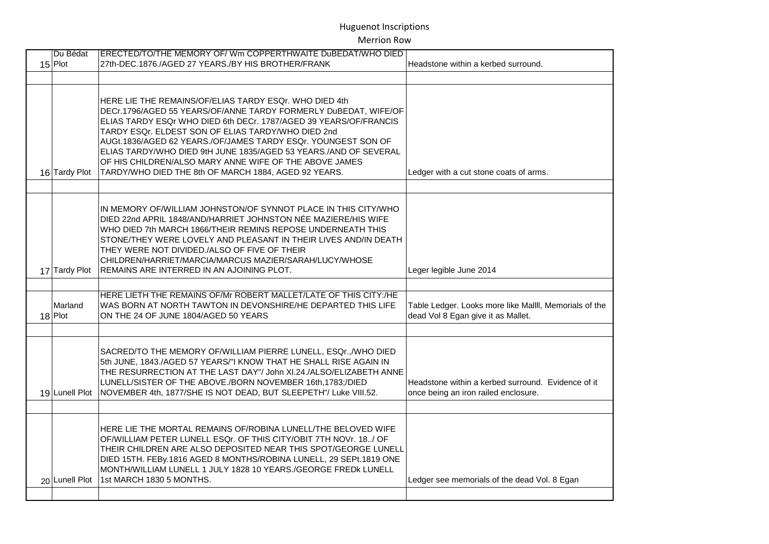# Huguenot Inscriptions

## Merrion Row

| | | | |
|---|---|---|---|
| 15 | Du Bédat Plot | ERECTED/TO/THE MEMORY OF/ Wm COPPERTHWAITE DuBEDAT/WHO DIED 27th-DEC.1876./AGED 27 YEARS./BY HIS BROTHER/FRANK | Headstone within a kerbed surround. |
| | | | |
| 16 | Tardy Plot | HERE LIE THE REMAINS/OF/ELIAS TARDY ESQr. WHO DIED 4th DECr.1796/AGED 55 YEARS/OF/ANNE TARDY FORMERLY DuBEDAT, WIFE/OF ELIAS TARDY ESQr WHO DIED 6th DECr. 1787/AGED 39 YEARS/OF/FRANCIS TARDY ESQr. ELDEST SON OF ELIAS TARDY/WHO DIED 2nd AUGt.1836/AGED 62 YEARS./OF/JAMES TARDY ESQr. YOUNGEST SON OF ELIAS TARDY/WHO DIED 9tH JUNE 1835/AGED 53 YEARS./AND OF SEVERAL OF HIS CHILDREN/ALSO MARY ANNE WIFE OF THE ABOVE JAMES TARDY/WHO DIED THE 8th OF MARCH 1884, AGED 92 YEARS. | Ledger with a cut stone coats of arms. |
| | | | |
| 17 | Tardy Plot | IN MEMORY OF/WILLIAM JOHNSTON/OF SYNNOT PLACE IN THIS CITY/WHO DIED 22nd APRIL 1848/AND/HARRIET JOHNSTON NÉE MAZIERE/HIS WIFE WHO DIED 7th MARCH 1866/THEIR REMINS REPOSE UNDERNEATH THIS STONE/THEY WERE LOVELY AND PLEASANT IN THEIR LIVES AND/IN DEATH THEY WERE NOT DIVIDED./ALSO OF FIVE OF THEIR CHILDREN/HARRIET/MARCIA/MARCUS MAZIER/SARAH/LUCY/WHOSE REMAINS ARE INTERRED IN AN AJOINING PLOT. | Leger legible June 2014 |
| | | | |
| 18 | Marland Plot | HERE LIETH THE REMAINS OF/Mr ROBERT MALLET/LATE OF THIS CITY:/HE WAS BORN AT NORTH TAWTON IN DEVONSHIRE/HE DEPARTED THIS LIFE ON THE 24 OF JUNE 1804/AGED 50 YEARS | Table Ledger. Looks more like Mallll, Memorials of the dead Vol 8 Egan give it as Mallet. |
| | | | |
| 19 | Lunell Plot | SACRED/TO THE MEMORY OF/WILLIAM PIERRE LUNELL, ESQr.,/WHO DIED 5th JUNE, 1843./AGED 57 YEARS/"I KNOW THAT HE SHALL RISE AGAIN IN THE RESURRECTION AT THE LAST DAY"/ John XI.24./ALSO/ELIZABETH ANNE LUNELL/SISTER OF THE ABOVE./BORN NOVEMBER 16th,1783;/DIED NOVEMBER 4th, 1877/SHE IS NOT DEAD, BUT SLEEPETH"/ Luke VIII.52. | Headstone within a kerbed surround. Evidence of it once being an iron railed enclosure. |
| | | | |
| 20 | Lunell Plot | HERE LIE THE MORTAL REMAINS OF/ROBINA LUNELL/THE BELOVED WIFE OF/WILLIAM PETER LUNELL ESQr. OF THIS CITY/OBIT 7TH NOVr. 18../ OF THEIR CHILDREN ARE ALSO DEPOSITED NEAR THIS SPOT/GEORGE LUNELL DIED 15TH. FEBy.1816 AGED 8 MONTHS/ROBINA LUNELL, 29 SEPt.1819 ONE MONTH/WILLIAM LUNELL 1 JULY 1828 10 YEARS./GEORGE FREDk LUNELL 1st MARCH 1830 5 MONTHS. | Ledger see memorials of the dead Vol. 8 Egan |
| | | | |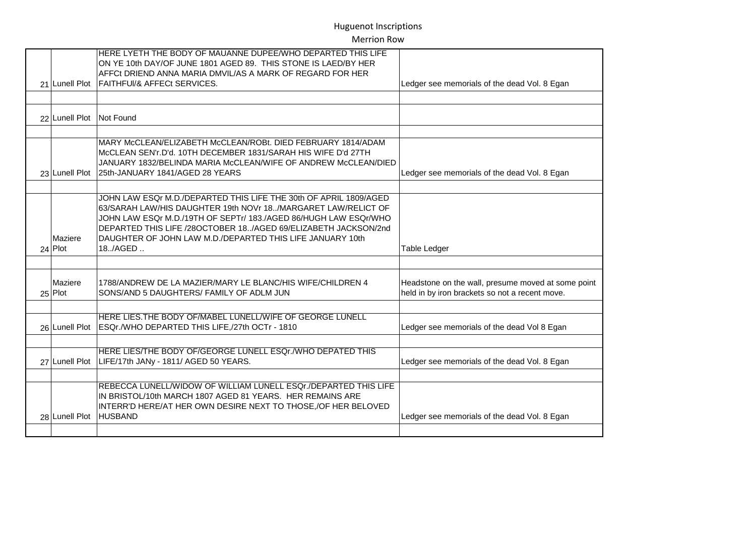# Huguenot Inscriptions

## Merrion Row

| | | | |
|---|---|---|---|
| 21 | Lunell Plot | HERE LYETH THE BODY OF MAUANNE DUPEE/WHO DEPARTED THIS LIFE ON YE 10th DAY/OF JUNE 1801 AGED 89. THIS STONE IS LAED/BY HER AFFCt DRIEND ANNA MARIA DMVIL/AS A MARK OF REGARD FOR HER FAITHFUl/& AFFECt SERVICES. | Ledger see memorials of the dead Vol. 8 Egan |
| | | | |
| 22 | Lunell Plot | Not Found | |
| | | | |
| 23 | Lunell Plot | MARY McCLEAN/ELIZABETH McCLEAN/ROBt. DIED FEBRUARY 1814/ADAM McCLEAN SEN'r.D'd. 10TH DECEMBER 1831/SARAH HIS WIFE D'd 27TH JANUARY 1832/BELINDA MARIA McCLEAN/WIFE OF ANDREW McCLEAN/DIED 25th-JANUARY 1841/AGED 28 YEARS | Ledger see memorials of the dead Vol. 8 Egan |
| | | | |
| 24 | Maziere Plot | JOHN LAW ESQr M.D./DEPARTED THIS LIFE THE 30th OF APRIL 1809/AGED 63/SARAH LAW/HIS DAUGHTER 19th NOVr 18../MARGARET LAW/RELICT OF JOHN LAW ESQr M.D./19TH OF SEPTr/ 183./AGED 86/HUGH LAW ESQr/WHO DEPARTED THIS LIFE /28OCTOBER 18../AGED 69/ELIZABETH JACKSON/2nd DAUGHTER OF JOHN LAW M.D./DEPARTED THIS LIFE JANUARY 10th 18../AGED .. | Table Ledger |
| | | | |
| 25 | Maziere Plot | 1788/ANDREW DE LA MAZIER/MARY LE BLANC/HIS WIFE/CHILDREN 4 SONS/AND 5 DAUGHTERS/ FAMILY OF ADLM JUN | Headstone on the wall, presume moved at some point held in by iron brackets so not a recent move. |
| | | | |
| 26 | Lunell Plot | HERE LIES.THE BODY OF/MABEL LUNELL/WIFE OF GEORGE LUNELL ESQr./WHO DEPARTED THIS LIFE,/27th OCTr - 1810 | Ledger see memorials of the dead Vol 8 Egan |
| | | | |
| 27 | Lunell Plot | HERE LIES/THE BODY OF/GEORGE LUNELL ESQr./WHO DEPATED THIS LIFE/17th JANy - 1811/ AGED 50 YEARS. | Ledger see memorials of the dead Vol. 8 Egan |
| | | | |
| 28 | Lunell Plot | REBECCA LUNELL/WIDOW OF WILLIAM LUNELL ESQr./DEPARTED THIS LIFE IN BRISTOL/10th MARCH 1807 AGED 81 YEARS. HER REMAINS ARE INTERR'D HERE/AT HER OWN DESIRE NEXT TO THOSE,/OF HER BELOVED HUSBAND | Ledger see memorials of the dead Vol. 8 Egan |
| | | | |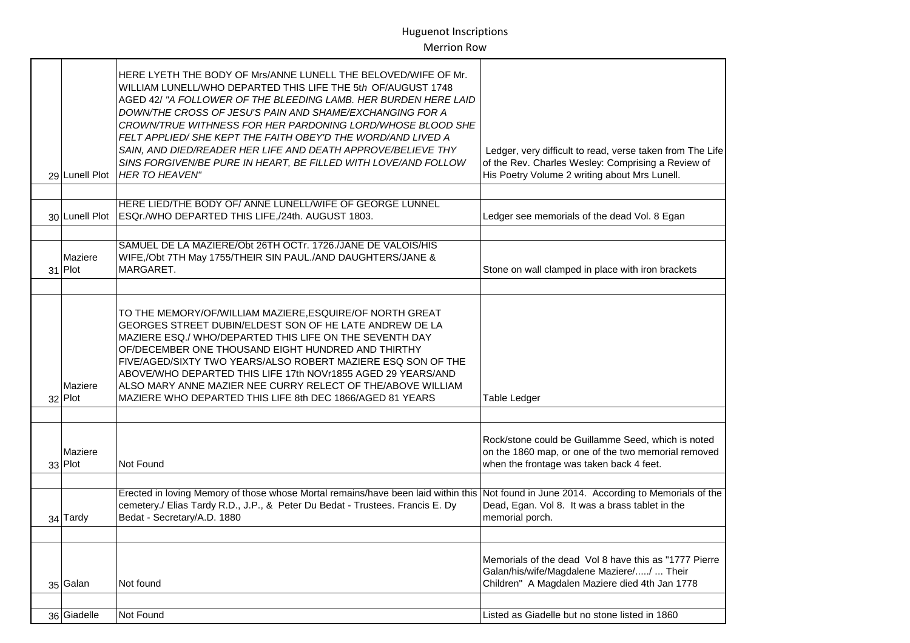Huguenot Inscriptions

Merrion Row

| | | | |
|---|---|---|---|
| 29 | Lunell Plot | HERE LYETH THE BODY OF Mrs/ANNE LUNELL THE BELOVED/WIFE OF Mr. WILLIAM LUNELL/WHO DEPARTED THIS LIFE THE 5t*h* OF/AUGUST 1748 AGED 42/ *"A FOLLOWER OF THE BLEEDING LAMB. HER BURDEN HERE LAID DOWN/THE CROSS OF JESU'S PAIN AND SHAME/EXCHANGING FOR A CROWN/TRUE WITHNESS FOR HER PARDONING LORD/WHOSE BLOOD SHE FELT APPLIED/ SHE KEPT THE FAITH OBEY'D THE WORD/AND LIVED A SAIN, AND DIED/READER HER LIFE AND DEATH APPROVE/BELIEVE THY SINS FORGIVEN/BE PURE IN HEART, BE FILLED WITH LOVE/AND FOLLOW HER TO HEAVEN"* | Ledger, very difficult to read, verse taken from The Life of the Rev. Charles Wesley: Comprising a Review of His Poetry Volume 2 writing about Mrs Lunell. |
| | | | |
| 30 | Lunell Plot | HERE LIED/THE BODY OF/ ANNE LUNELL/WIFE OF GEORGE LUNNEL ESQr./WHO DEPARTED THIS LIFE,/24th. AUGUST 1803. | Ledger see memorials of the dead Vol. 8 Egan |
| | | | |
| 31 | Maziere Plot | SAMUEL DE LA MAZIERE/Obt 26TH OCTr. 1726./JANE DE VALOIS/HIS WIFE,/Obt 7TH May 1755/THEIR SIN PAUL./AND DAUGHTERS/JANE & MARGARET. | Stone on wall clamped in place with iron brackets |
| | | | |
| 32 | Maziere Plot | TO THE MEMORY/OF/WILLIAM MAZIERE,ESQUIRE/OF NORTH GREAT GEORGES STREET DUBIN/ELDEST SON OF HE LATE ANDREW DE LA MAZIERE ESQ./ WHO/DEPARTED THIS LIFE ON THE SEVENTH DAY OF/DECEMBER ONE THOUSAND EIGHT HUNDRED AND THIRTHY FIVE/AGED/SIXTY TWO YEARS/ALSO ROBERT MAZIERE ESQ SON OF THE ABOVE/WHO DEPARTED THIS LIFE 17th NOVr1855 AGED 29 YEARS/AND ALSO MARY ANNE MAZIER NEE CURRY RELECT OF THE/ABOVE WILLIAM MAZIERE WHO DEPARTED THIS LIFE 8th DEC 1866/AGED 81 YEARS | Table Ledger |
| | | | |
| 33 | Maziere Plot | Not Found | Rock/stone could be Guillamme Seed, which is noted on the 1860 map, or one of the two memorial removed when the frontage was taken back 4 feet. |
| | | | |
| 34 | Tardy | Erected in loving Memory of those whose Mortal remains/have been laid within this cemetery./ Elias Tardy R.D., J.P., & Peter Du Bedat - Trustees. Francis E. Dy Bedat - Secretary/A.D. 1880 | Not found in June 2014. According to Memorials of the Dead, Egan. Vol 8. It was a brass tablet in the memorial porch. |
| | | | |
| 35 | Galan | Not found | Memorials of the dead Vol 8 have this as "1777 Pierre Galan/his/wife/Magdalene Maziere/...../ ... Their Children" A Magdalen Maziere died 4th Jan 1778 |
| | | | |
| 36 | Giadelle | Not Found | Listed as Giadelle but no stone listed in 1860 |